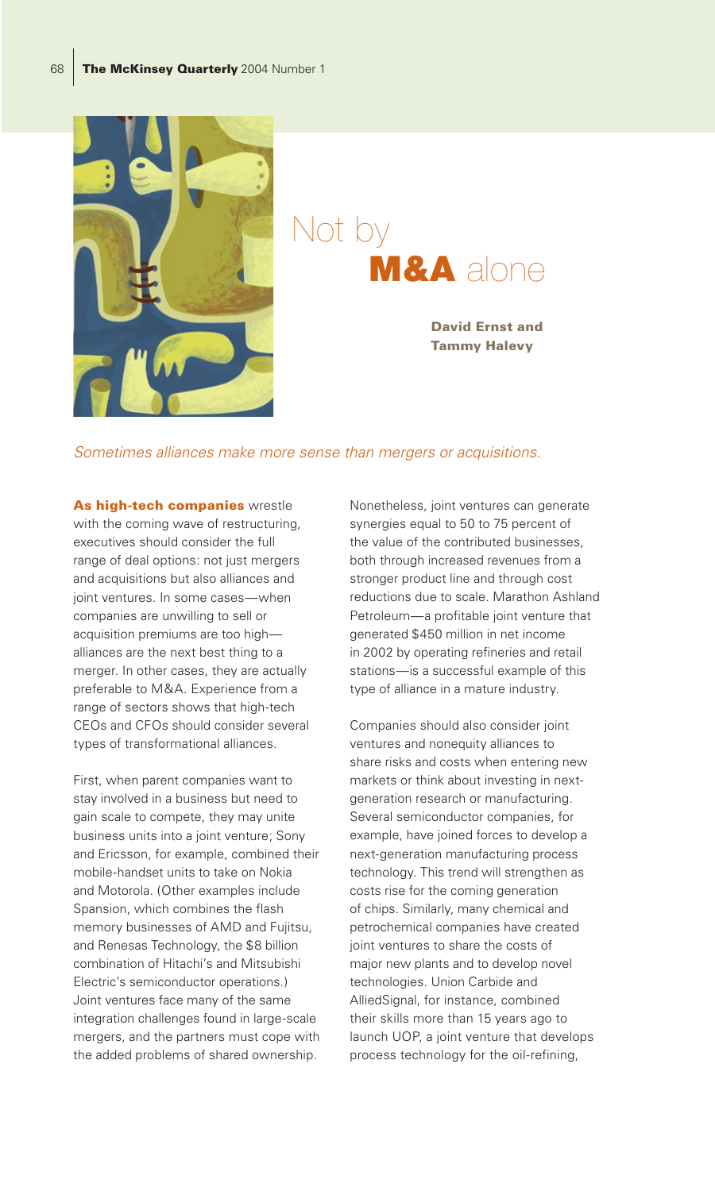# Not by M&A alone

**David Ernst and Tammy Halevy**

*Sometimes alliances make more sense than mergers or acquisitions.*

**As high-tech companies** wrestle with the coming wave of restructuring, executives should consider the full range of deal options: not just mergers and acquisitions but also alliances and joint ventures. In some cases—when companies are unwilling to sell or acquisition premiums are too high—alliances are the next best thing to a merger. In other cases, they are actually preferable to M&A. Experience from a range of sectors shows that high-tech CEOs and CFOs should consider several types of transformational alliances.

First, when parent companies want to stay involved in a business but need to gain scale to compete, they may unite business units into a joint venture; Sony and Ericsson, for example, combined their mobile-handset units to take on Nokia and Motorola. (Other examples include Spansion, which combines the flash memory businesses of AMD and Fujitsu, and Renesas Technology, the $8 billion combination of Hitachi's and Mitsubishi Electric's semiconductor operations.) Joint ventures face many of the same integration challenges found in large-scale mergers, and the partners must cope with the added problems of shared ownership. Nonetheless, joint ventures can generate synergies equal to 50 to 75 percent of the value of the contributed businesses, both through increased revenues from a stronger product line and through cost reductions due to scale. Marathon Ashland Petroleum—a profitable joint venture that generated $450 million in net income in 2002 by operating refineries and retail stations—is a successful example of this type of alliance in a mature industry.

Companies should also consider joint ventures and nonequity alliances to share risks and costs when entering new markets or think about investing in next-generation research or manufacturing. Several semiconductor companies, for example, have joined forces to develop a next-generation manufacturing process technology. This trend will strengthen as costs rise for the coming generation of chips. Similarly, many chemical and petrochemical companies have created joint ventures to share the costs of major new plants and to develop novel technologies. Union Carbide and AlliedSignal, for instance, combined their skills more than 15 years ago to launch UOP, a joint venture that develops process technology for the oil-refining,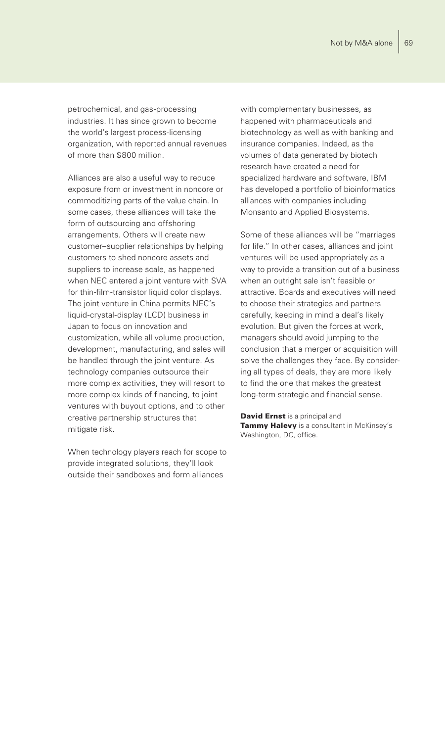petrochemical, and gas-processing industries. It has since grown to become the world's largest process-licensing organization, with reported annual revenues of more than $800 million.

Alliances are also a useful way to reduce exposure from or investment in noncore or commoditizing parts of the value chain. In some cases, these alliances will take the form of outsourcing and offshoring arrangements. Others will create new customer–supplier relationships by helping customers to shed noncore assets and suppliers to increase scale, as happened when NEC entered a joint venture with SVA for thin-film-transistor liquid color displays. The joint venture in China permits NEC's liquid-crystal-display (LCD) business in Japan to focus on innovation and customization, while all volume production, development, manufacturing, and sales will be handled through the joint venture. As technology companies outsource their more complex activities, they will resort to more complex kinds of financing, to joint ventures with buyout options, and to other creative partnership structures that mitigate risk.

When technology players reach for scope to provide integrated solutions, they'll look outside their sandboxes and form alliances with complementary businesses, as happened with pharmaceuticals and biotechnology as well as with banking and insurance companies. Indeed, as the volumes of data generated by biotech research have created a need for specialized hardware and software, IBM has developed a portfolio of bioinformatics alliances with companies including Monsanto and Applied Biosystems.

Some of these alliances will be "marriages for life." In other cases, alliances and joint ventures will be used appropriately as a way to provide a transition out of a business when an outright sale isn't feasible or attractive. Boards and executives will need to choose their strategies and partners carefully, keeping in mind a deal's likely evolution. But given the forces at work, managers should avoid jumping to the conclusion that a merger or acquisition will solve the challenges they face. By considering all types of deals, they are more likely to find the one that makes the greatest long-term strategic and financial sense.

**David Ernst** is a principal and **Tammy Halevy** is a consultant in McKinsey's Washington, DC, office.